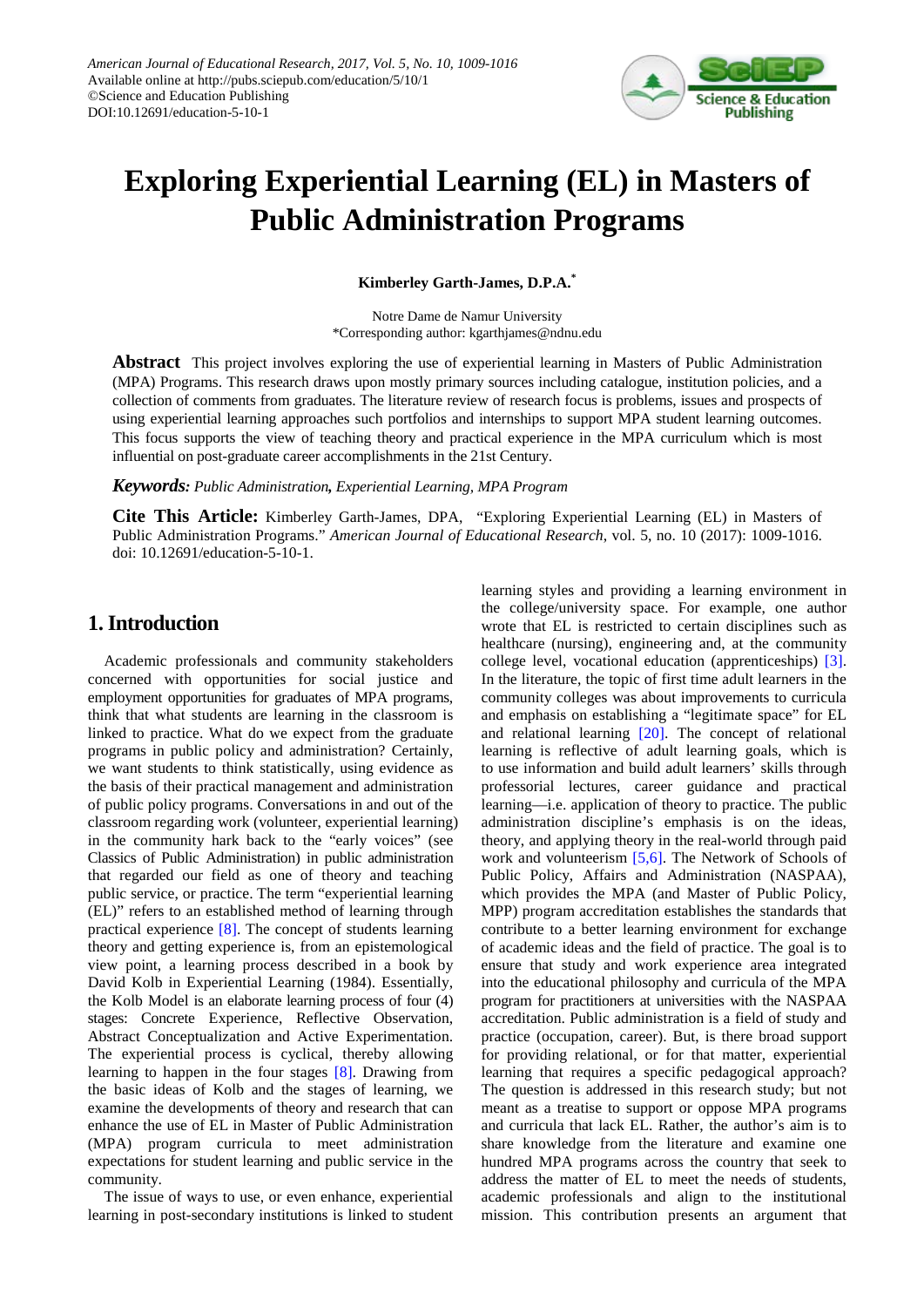# Exploring Experiential Learning (EL) in Masters of Public Administration Programs

**Kimberley Garth-James, D.P.A.***

Notre Dame de Namur University
*Corresponding author: kgarthjames@ndnu.edu

**Abstract** This project involves exploring the use of experiential learning in Masters of Public Administration (MPA) Programs. This research draws upon mostly primary sources including catalogue, institution policies, and a collection of comments from graduates. The literature review of research focus is problems, issues and prospects of using experiential learning approaches such portfolios and internships to support MPA student learning outcomes. This focus supports the view of teaching theory and practical experience in the MPA curriculum which is most influential on post-graduate career accomplishments in the 21st Century.

***Keywords:*** *Public Administration, Experiential Learning, MPA Program*

**Cite This Article:** Kimberley Garth-James, DPA, "Exploring Experiential Learning (EL) in Masters of Public Administration Programs." *American Journal of Educational Research*, vol. 5, no. 10 (2017): 1009-1016. doi: 10.12691/education-5-10-1.

## 1. Introduction

Academic professionals and community stakeholders concerned with opportunities for social justice and employment opportunities for graduates of MPA programs, think that what students are learning in the classroom is linked to practice. What do we expect from the graduate programs in public policy and administration? Certainly, we want students to think statistically, using evidence as the basis of their practical management and administration of public policy programs. Conversations in and out of the classroom regarding work (volunteer, experiential learning) in the community hark back to the "early voices" (see Classics of Public Administration) in public administration that regarded our field as one of theory and teaching public service, or practice. The term "experiential learning (EL)" refers to an established method of learning through practical experience [8]. The concept of students learning theory and getting experience is, from an epistemological view point, a learning process described in a book by David Kolb in Experiential Learning (1984). Essentially, the Kolb Model is an elaborate learning process of four (4) stages: Concrete Experience, Reflective Observation, Abstract Conceptualization and Active Experimentation. The experiential process is cyclical, thereby allowing learning to happen in the four stages [8]. Drawing from the basic ideas of Kolb and the stages of learning, we examine the developments of theory and research that can enhance the use of EL in Master of Public Administration (MPA) program curricula to meet administration expectations for student learning and public service in the community.

The issue of ways to use, or even enhance, experiential learning in post-secondary institutions is linked to student learning styles and providing a learning environment in the college/university space. For example, one author wrote that EL is restricted to certain disciplines such as healthcare (nursing), engineering and, at the community college level, vocational education (apprenticeships) [3]. In the literature, the topic of first time adult learners in the community colleges was about improvements to curricula and emphasis on establishing a "legitimate space" for EL and relational learning [20]. The concept of relational learning is reflective of adult learning goals, which is to use information and build adult learners' skills through professorial lectures, career guidance and practical learning—i.e. application of theory to practice. The public administration discipline's emphasis is on the ideas, theory, and applying theory in the real-world through paid work and volunteerism [5,6]. The Network of Schools of Public Policy, Affairs and Administration (NASPAA), which provides the MPA (and Master of Public Policy, MPP) program accreditation establishes the standards that contribute to a better learning environment for exchange of academic ideas and the field of practice. The goal is to ensure that study and work experience area integrated into the educational philosophy and curricula of the MPA program for practitioners at universities with the NASPAA accreditation. Public administration is a field of study and practice (occupation, career). But, is there broad support for providing relational, or for that matter, experiential learning that requires a specific pedagogical approach? The question is addressed in this research study; but not meant as a treatise to support or oppose MPA programs and curricula that lack EL. Rather, the author's aim is to share knowledge from the literature and examine one hundred MPA programs across the country that seek to address the matter of EL to meet the needs of students, academic professionals and align to the institutional mission. This contribution presents an argument that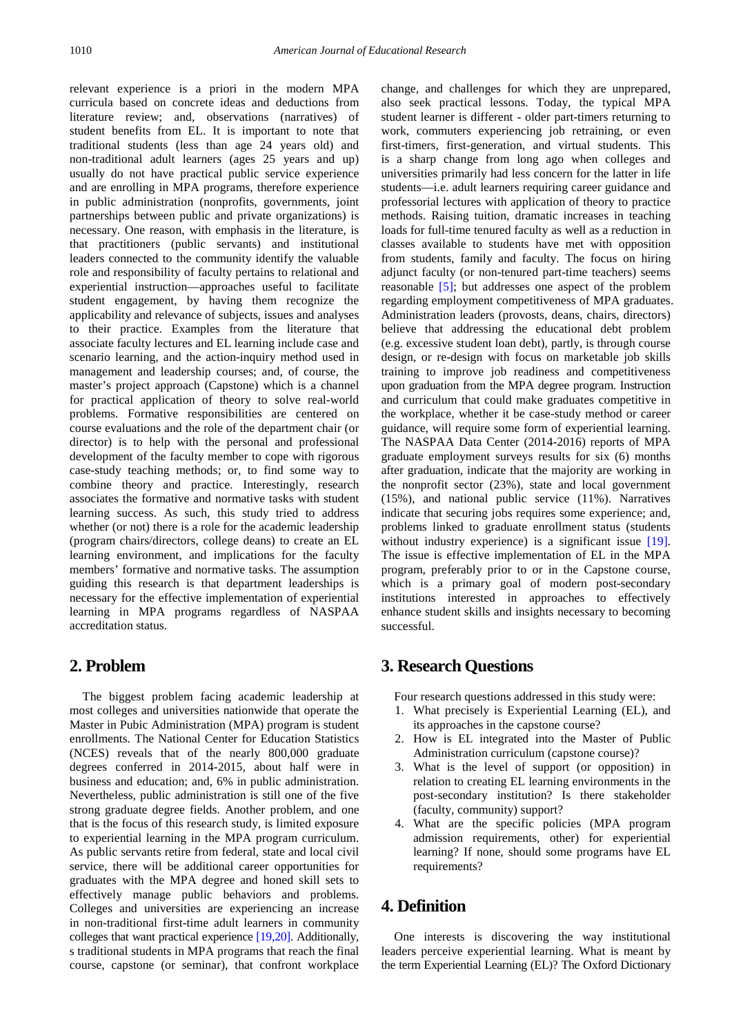relevant experience is a priori in the modern MPA curricula based on concrete ideas and deductions from literature review; and, observations (narratives) of student benefits from EL. It is important to note that traditional students (less than age 24 years old) and non-traditional adult learners (ages 25 years and up) usually do not have practical public service experience and are enrolling in MPA programs, therefore experience in public administration (nonprofits, governments, joint partnerships between public and private organizations) is necessary. One reason, with emphasis in the literature, is that practitioners (public servants) and institutional leaders connected to the community identify the valuable role and responsibility of faculty pertains to relational and experiential instruction—approaches useful to facilitate student engagement, by having them recognize the applicability and relevance of subjects, issues and analyses to their practice. Examples from the literature that associate faculty lectures and EL learning include case and scenario learning, and the action-inquiry method used in management and leadership courses; and, of course, the master's project approach (Capstone) which is a channel for practical application of theory to solve real-world problems. Formative responsibilities are centered on course evaluations and the role of the department chair (or director) is to help with the personal and professional development of the faculty member to cope with rigorous case-study teaching methods; or, to find some way to combine theory and practice. Interestingly, research associates the formative and normative tasks with student learning success. As such, this study tried to address whether (or not) there is a role for the academic leadership (program chairs/directors, college deans) to create an EL learning environment, and implications for the faculty members' formative and normative tasks. The assumption guiding this research is that department leaderships is necessary for the effective implementation of experiential learning in MPA programs regardless of NASPAA accreditation status.

## 2. Problem

The biggest problem facing academic leadership at most colleges and universities nationwide that operate the Master in Pubic Administration (MPA) program is student enrollments. The National Center for Education Statistics (NCES) reveals that of the nearly 800,000 graduate degrees conferred in 2014-2015, about half were in business and education; and, 6% in public administration. Nevertheless, public administration is still one of the five strong graduate degree fields. Another problem, and one that is the focus of this research study, is limited exposure to experiential learning in the MPA program curriculum. As public servants retire from federal, state and local civil service, there will be additional career opportunities for graduates with the MPA degree and honed skill sets to effectively manage public behaviors and problems. Colleges and universities are experiencing an increase in non-traditional first-time adult learners in community colleges that want practical experience [19,20]. Additionally, s traditional students in MPA programs that reach the final course, capstone (or seminar), that confront workplace change, and challenges for which they are unprepared, also seek practical lessons. Today, the typical MPA student learner is different - older part-timers returning to work, commuters experiencing job retraining, or even first-timers, first-generation, and virtual students. This is a sharp change from long ago when colleges and universities primarily had less concern for the latter in life students—i.e. adult learners requiring career guidance and professorial lectures with application of theory to practice methods. Raising tuition, dramatic increases in teaching loads for full-time tenured faculty as well as a reduction in classes available to students have met with opposition from students, family and faculty. The focus on hiring adjunct faculty (or non-tenured part-time teachers) seems reasonable [5]; but addresses one aspect of the problem regarding employment competitiveness of MPA graduates. Administration leaders (provosts, deans, chairs, directors) believe that addressing the educational debt problem (e.g. excessive student loan debt), partly, is through course design, or re-design with focus on marketable job skills training to improve job readiness and competitiveness upon graduation from the MPA degree program. Instruction and curriculum that could make graduates competitive in the workplace, whether it be case-study method or career guidance, will require some form of experiential learning. The NASPAA Data Center (2014-2016) reports of MPA graduate employment surveys results for six (6) months after graduation, indicate that the majority are working in the nonprofit sector (23%), state and local government (15%), and national public service (11%). Narratives indicate that securing jobs requires some experience; and, problems linked to graduate enrollment status (students without industry experience) is a significant issue [19]. The issue is effective implementation of EL in the MPA program, preferably prior to or in the Capstone course, which is a primary goal of modern post-secondary institutions interested in approaches to effectively enhance student skills and insights necessary to becoming successful.

## 3. Research Questions

Four research questions addressed in this study were:

1. What precisely is Experiential Learning (EL), and its approaches in the capstone course?
2. How is EL integrated into the Master of Public Administration curriculum (capstone course)?
3. What is the level of support (or opposition) in relation to creating EL learning environments in the post-secondary institution? Is there stakeholder (faculty, community) support?
4. What are the specific policies (MPA program admission requirements, other) for experiential learning? If none, should some programs have EL requirements?

## 4. Definition

One interests is discovering the way institutional leaders perceive experiential learning. What is meant by the term Experiential Learning (EL)? The Oxford Dictionary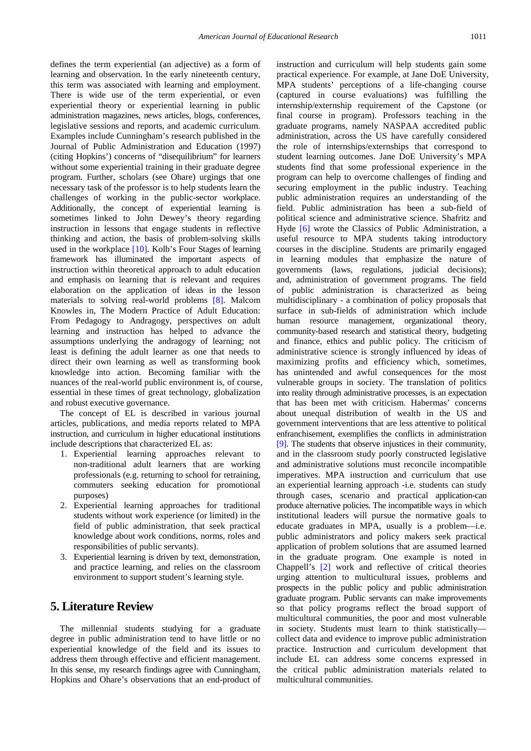defines the term experiential (an adjective) as a form of learning and observation. In the early nineteenth century, this term was associated with learning and employment. There is wide use of the term experiential, or even experiential theory or experiential learning in public administration magazines, news articles, blogs, conferences, legislative sessions and reports, and academic curriculum. Examples include Cunningham's research published in the Journal of Public Administration and Education (1997) (citing Hopkins') concerns of "disequilibrium" for learners without some experiential training in their graduate degree program. Further, scholars (see Ohare) urgings that one necessary task of the professor is to help students learn the challenges of working in the public-sector workplace. Additionally, the concept of experiential learning is sometimes linked to John Dewey's theory regarding instruction in lessons that engage students in reflective thinking and action, the basis of problem-solving skills used in the workplace [10]. Kolb's Four Stages of learning framework has illuminated the important aspects of instruction within theoretical approach to adult education and emphasis on learning that is relevant and requires elaboration on the application of ideas in the lesson materials to solving real-world problems [8]. Malcom Knowles in, The Modern Practice of Adult Education: From Pedagogy to Andragogy, perspectives on adult learning and instruction has helped to advance the assumptions underlying the andragogy of learning; not least is defining the adult learner as one that needs to direct their own learning as well as transforming book knowledge into action. Becoming familiar with the nuances of the real-world public environment is, of course, essential in these times of great technology, globalization and robust executive governance.

The concept of EL is described in various journal articles, publications, and media reports related to MPA instruction, and curriculum in higher educational institutions include descriptions that characterized EL as:

1. Experiential learning approaches relevant to non-traditional adult learners that are working professionals (e.g. returning to school for retraining, commuters seeking education for promotional purposes)
2. Experiential learning approaches for traditional students without work experience (or limited) in the field of public administration, that seek practical knowledge about work conditions, norms, roles and responsibilities of public servants).
3. Experiential learning is driven by text, demonstration, and practice learning, and relies on the classroom environment to support student's learning style.

## 5. Literature Review

The millennial students studying for a graduate degree in public administration tend to have little or no experiential knowledge of the field and its issues to address them through effective and efficient management. In this sense, my research findings agree with Cunningham, Hopkins and Ohare's observations that an end-product of instruction and curriculum will help students gain some practical experience. For example, at Jane DoE University, MPA students' perceptions of a life-changing course (captured in course evaluations) was fulfilling the internship/externship requirement of the Capstone (or final course in program). Professors teaching in the graduate programs, namely NASPAA accredited public administration, across the US have carefully considered the role of internships/externships that correspond to student learning outcomes. Jane DoE University's MPA students find that some professional experience in the program can help to overcome challenges of finding and securing employment in the public industry. Teaching public administration requires an understanding of the field. Public administration has been a sub-field of political science and administrative science. Shafritz and Hyde [6] wrote the Classics of Public Administration, a useful resource to MPA students taking introductory courses in the discipline. Students are primarily engaged in learning modules that emphasize the nature of governments (laws, regulations, judicial decisions); and, administration of government programs. The field of public administration is characterized as being multidisciplinary - a combination of policy proposals that surface in sub-fields of administration which include human resource management, organizational theory, community-based research and statistical theory, budgeting and finance, ethics and public policy. The criticism of administrative science is strongly influenced by ideas of maximizing profits and efficiency which, sometimes, has unintended and awful consequences for the most vulnerable groups in society. The translation of politics into reality through administrative processes, is an expectation that has been met with criticism. Habermas' concerns about unequal distribution of wealth in the US and government interventions that are less attentive to political enfranchisement, exemplifies the conflicts in administration [9]. The students that observe injustices in their community, and in the classroom study poorly constructed legislative and administrative solutions must reconcile incompatible imperatives. MPA instruction and curriculum that use an experiential learning approach -i.e. students can study through cases, scenario and practical application-can produce alternative policies. The incompatible ways in which institutional leaders will pursue the normative goals to educate graduates in MPA, usually is a problem—i.e. public administrators and policy makers seek practical application of problem solutions that are assumed learned in the graduate program. One example is noted in Chappell's [2] work and reflective of critical theories urging attention to multicultural issues, problems and prospects in the public policy and public administration graduate program. Public servants can make improvements so that policy programs reflect the broad support of multicultural communities, the poor and most vulnerable in society. Students must learn to think statistically—collect data and evidence to improve public administration practice. Instruction and curriculum development that include EL can address some concerns expressed in the critical public administration materials related to multicultural communities.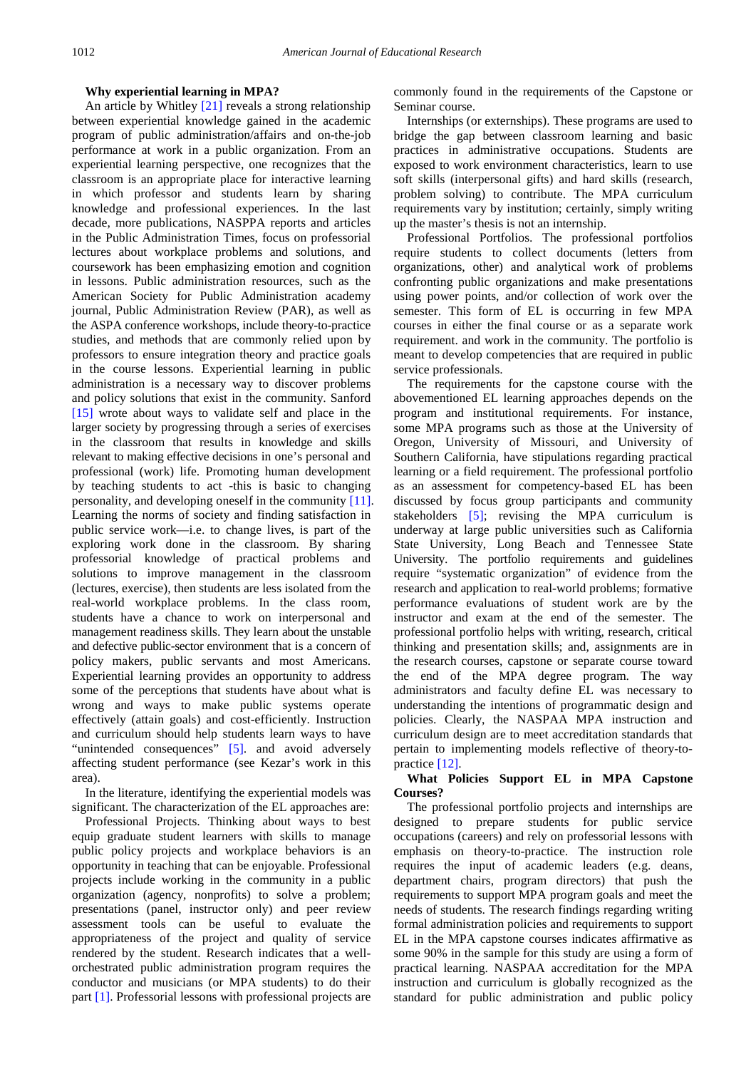**Why experiential learning in MPA?**

An article by Whitley [21] reveals a strong relationship between experiential knowledge gained in the academic program of public administration/affairs and on-the-job performance at work in a public organization. From an experiential learning perspective, one recognizes that the classroom is an appropriate place for interactive learning in which professor and students learn by sharing knowledge and professional experiences. In the last decade, more publications, NASPPA reports and articles in the Public Administration Times, focus on professorial lectures about workplace problems and solutions, and coursework has been emphasizing emotion and cognition in lessons. Public administration resources, such as the American Society for Public Administration academy journal, Public Administration Review (PAR), as well as the ASPA conference workshops, include theory-to-practice studies, and methods that are commonly relied upon by professors to ensure integration theory and practice goals in the course lessons. Experiential learning in public administration is a necessary way to discover problems and policy solutions that exist in the community. Sanford [15] wrote about ways to validate self and place in the larger society by progressing through a series of exercises in the classroom that results in knowledge and skills relevant to making effective decisions in one's personal and professional (work) life. Promoting human development by teaching students to act -this is basic to changing personality, and developing oneself in the community [11]. Learning the norms of society and finding satisfaction in public service work—i.e. to change lives, is part of the exploring work done in the classroom. By sharing professorial knowledge of practical problems and solutions to improve management in the classroom (lectures, exercise), then students are less isolated from the real-world workplace problems. In the class room, students have a chance to work on interpersonal and management readiness skills. They learn about the unstable and defective public-sector environment that is a concern of policy makers, public servants and most Americans. Experiential learning provides an opportunity to address some of the perceptions that students have about what is wrong and ways to make public systems operate effectively (attain goals) and cost-efficiently. Instruction and curriculum should help students learn ways to have "unintended consequences" [5]. and avoid adversely affecting student performance (see Kezar's work in this area).

In the literature, identifying the experiential models was significant. The characterization of the EL approaches are:

Professional Projects. Thinking about ways to best equip graduate student learners with skills to manage public policy projects and workplace behaviors is an opportunity in teaching that can be enjoyable. Professional projects include working in the community in a public organization (agency, nonprofits) to solve a problem; presentations (panel, instructor only) and peer review assessment tools can be useful to evaluate the appropriateness of the project and quality of service rendered by the student. Research indicates that a well-orchestrated public administration program requires the conductor and musicians (or MPA students) to do their part [1]. Professorial lessons with professional projects are commonly found in the requirements of the Capstone or Seminar course.

Internships (or externships). These programs are used to bridge the gap between classroom learning and basic practices in administrative occupations. Students are exposed to work environment characteristics, learn to use soft skills (interpersonal gifts) and hard skills (research, problem solving) to contribute. The MPA curriculum requirements vary by institution; certainly, simply writing up the master's thesis is not an internship.

Professional Portfolios. The professional portfolios require students to collect documents (letters from organizations, other) and analytical work of problems confronting public organizations and make presentations using power points, and/or collection of work over the semester. This form of EL is occurring in few MPA courses in either the final course or as a separate work requirement. and work in the community. The portfolio is meant to develop competencies that are required in public service professionals.

The requirements for the capstone course with the abovementioned EL learning approaches depends on the program and institutional requirements. For instance, some MPA programs such as those at the University of Oregon, University of Missouri, and University of Southern California, have stipulations regarding practical learning or a field requirement. The professional portfolio as an assessment for competency-based EL has been discussed by focus group participants and community stakeholders [5]; revising the MPA curriculum is underway at large public universities such as California State University, Long Beach and Tennessee State University. The portfolio requirements and guidelines require "systematic organization" of evidence from the research and application to real-world problems; formative performance evaluations of student work are by the instructor and exam at the end of the semester. The professional portfolio helps with writing, research, critical thinking and presentation skills; and, assignments are in the research courses, capstone or separate course toward the end of the MPA degree program. The way administrators and faculty define EL was necessary to understanding the intentions of programmatic design and policies. Clearly, the NASPAA MPA instruction and curriculum design are to meet accreditation standards that pertain to implementing models reflective of theory-to-practice [12].

**What Policies Support EL in MPA Capstone Courses?**

The professional portfolio projects and internships are designed to prepare students for public service occupations (careers) and rely on professorial lessons with emphasis on theory-to-practice. The instruction role requires the input of academic leaders (e.g. deans, department chairs, program directors) that push the requirements to support MPA program goals and meet the needs of students. The research findings regarding writing formal administration policies and requirements to support EL in the MPA capstone courses indicates affirmative as some 90% in the sample for this study are using a form of practical learning. NASPAA accreditation for the MPA instruction and curriculum is globally recognized as the standard for public administration and public policy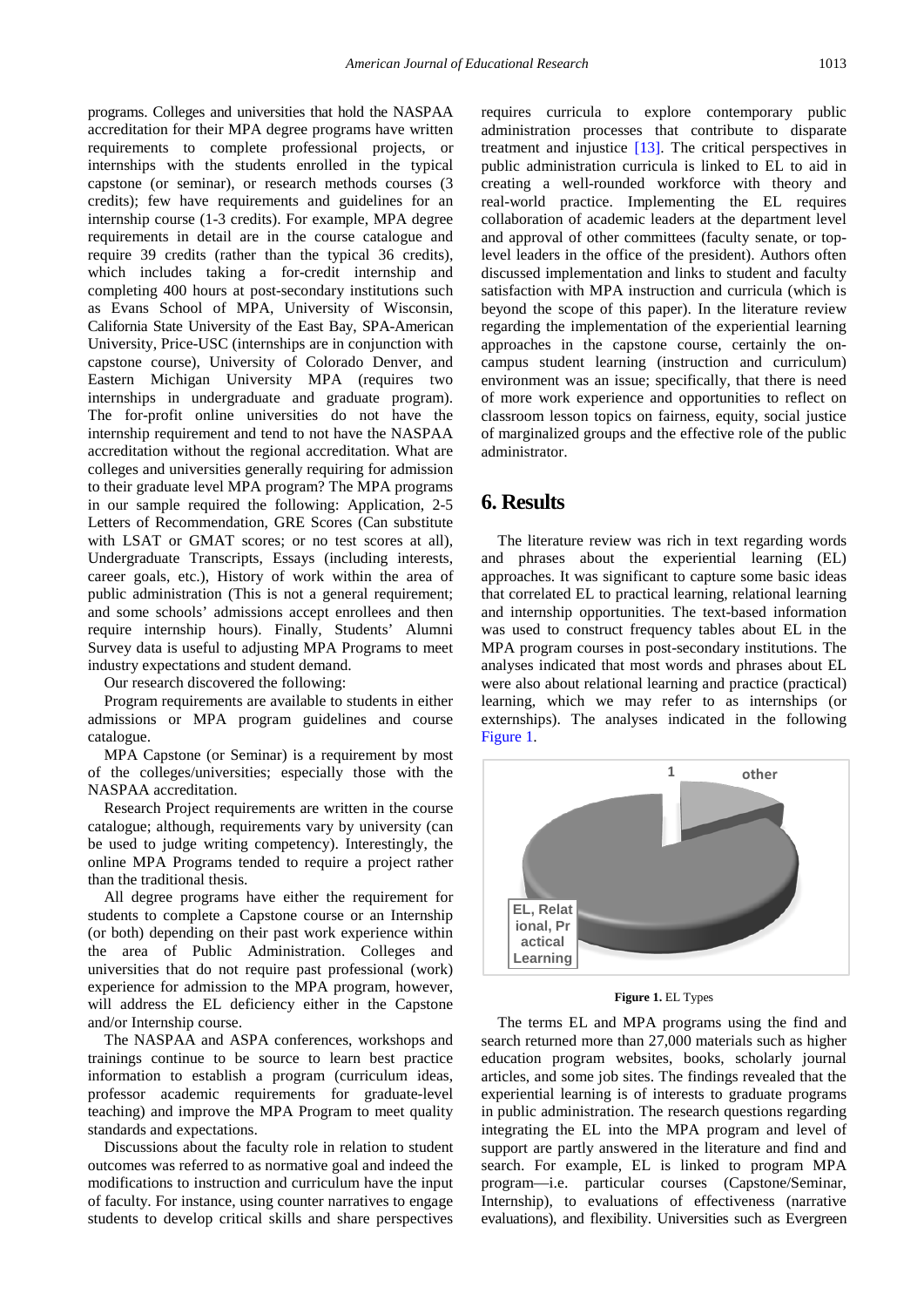programs. Colleges and universities that hold the NASPAA accreditation for their MPA degree programs have written requirements to complete professional projects, or internships with the students enrolled in the typical capstone (or seminar), or research methods courses (3 credits); few have requirements and guidelines for an internship course (1-3 credits). For example, MPA degree requirements in detail are in the course catalogue and require 39 credits (rather than the typical 36 credits), which includes taking a for-credit internship and completing 400 hours at post-secondary institutions such as Evans School of MPA, University of Wisconsin, California State University of the East Bay, SPA-American University, Price-USC (internships are in conjunction with capstone course), University of Colorado Denver, and Eastern Michigan University MPA (requires two internships in undergraduate and graduate program). The for-profit online universities do not have the internship requirement and tend to not have the NASPAA accreditation without the regional accreditation. What are colleges and universities generally requiring for admission to their graduate level MPA program? The MPA programs in our sample required the following: Application, 2-5 Letters of Recommendation, GRE Scores (Can substitute with LSAT or GMAT scores; or no test scores at all), Undergraduate Transcripts, Essays (including interests, career goals, etc.), History of work within the area of public administration (This is not a general requirement; and some schools' admissions accept enrollees and then require internship hours). Finally, Students' Alumni Survey data is useful to adjusting MPA Programs to meet industry expectations and student demand.

Our research discovered the following:

Program requirements are available to students in either admissions or MPA program guidelines and course catalogue.

MPA Capstone (or Seminar) is a requirement by most of the colleges/universities; especially those with the NASPAA accreditation.

Research Project requirements are written in the course catalogue; although, requirements vary by university (can be used to judge writing competency). Interestingly, the online MPA Programs tended to require a project rather than the traditional thesis.

All degree programs have either the requirement for students to complete a Capstone course or an Internship (or both) depending on their past work experience within the area of Public Administration. Colleges and universities that do not require past professional (work) experience for admission to the MPA program, however, will address the EL deficiency either in the Capstone and/or Internship course.

The NASPAA and ASPA conferences, workshops and trainings continue to be source to learn best practice information to establish a program (curriculum ideas, professor academic requirements for graduate-level teaching) and improve the MPA Program to meet quality standards and expectations.

Discussions about the faculty role in relation to student outcomes was referred to as normative goal and indeed the modifications to instruction and curriculum have the input of faculty. For instance, using counter narratives to engage students to develop critical skills and share perspectives requires curricula to explore contemporary public administration processes that contribute to disparate treatment and injustice [13]. The critical perspectives in public administration curricula is linked to EL to aid in creating a well-rounded workforce with theory and real-world practice. Implementing the EL requires collaboration of academic leaders at the department level and approval of other committees (faculty senate, or top-level leaders in the office of the president). Authors often discussed implementation and links to student and faculty satisfaction with MPA instruction and curricula (which is beyond the scope of this paper). In the literature review regarding the implementation of the experiential learning approaches in the capstone course, certainly the on-campus student learning (instruction and curriculum) environment was an issue; specifically, that there is need of more work experience and opportunities to reflect on classroom lesson topics on fairness, equity, social justice of marginalized groups and the effective role of the public administrator.

## 6. Results

The literature review was rich in text regarding words and phrases about the experiential learning (EL) approaches. It was significant to capture some basic ideas that correlated EL to practical learning, relational learning and internship opportunities. The text-based information was used to construct frequency tables about EL in the MPA program courses in post-secondary institutions. The analyses indicated that most words and phrases about EL were also about relational learning and practice (practical) learning, which we may refer to as internships (or externships). The analyses indicated in the following Figure 1.

**Figure 1.** EL Types

The terms EL and MPA programs using the find and search returned more than 27,000 materials such as higher education program websites, books, scholarly journal articles, and some job sites. The findings revealed that the experiential learning is of interests to graduate programs in public administration. The research questions regarding integrating the EL into the MPA program and level of support are partly answered in the literature and find and search. For example, EL is linked to program MPA program—i.e. particular courses (Capstone/Seminar, Internship), to evaluations of effectiveness (narrative evaluations), and flexibility. Universities such as Evergreen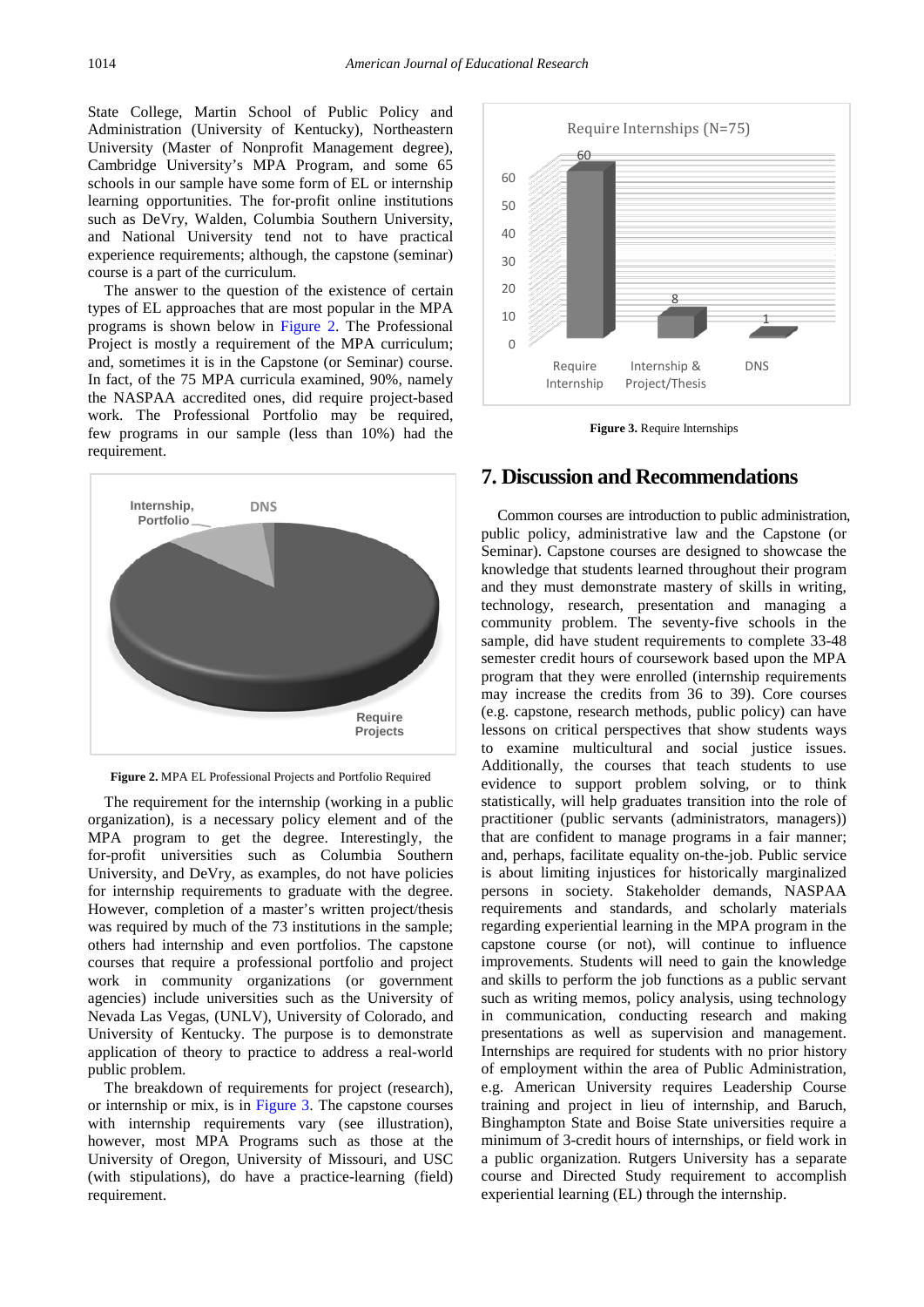State College, Martin School of Public Policy and Administration (University of Kentucky), Northeastern University (Master of Nonprofit Management degree), Cambridge University's MPA Program, and some 65 schools in our sample have some form of EL or internship learning opportunities. The for-profit online institutions such as DeVry, Walden, Columbia Southern University, and National University tend not to have practical experience requirements; although, the capstone (seminar) course is a part of the curriculum.

The answer to the question of the existence of certain types of EL approaches that are most popular in the MPA programs is shown below in Figure 2. The Professional Project is mostly a requirement of the MPA curriculum; and, sometimes it is in the Capstone (or Seminar) course. In fact, of the 75 MPA curricula examined, 90%, namely the NASPAA accredited ones, did require project-based work. The Professional Portfolio may be required, few programs in our sample (less than 10%) had the requirement.

Internship, Portfolio
DNS
Require Projects

**Figure 2.** MPA EL Professional Projects and Portfolio Required

The requirement for the internship (working in a public organization), is a necessary policy element and of the MPA program to get the degree. Interestingly, the for-profit universities such as Columbia Southern University, and DeVry, as examples, do not have policies for internship requirements to graduate with the degree. However, completion of a master's written project/thesis was required by much of the 73 institutions in the sample; others had internship and even portfolios. The capstone courses that require a professional portfolio and project work in community organizations (or government agencies) include universities such as the University of Nevada Las Vegas, (UNLV), University of Colorado, and University of Kentucky. The purpose is to demonstrate application of theory to practice to address a real-world public problem.

The breakdown of requirements for project (research), or internship or mix, is in Figure 3. The capstone courses with internship requirements vary (see illustration), however, most MPA Programs such as those at the University of Oregon, University of Missouri, and USC (with stipulations), do have a practice-learning (field) requirement.

Require Internships (N=75)

| Category | Count |
|---|---|
| Require Internship | 60 |
| Internship & Project/Thesis | 8 |
| DNS | 1 |

**Figure 3.** Require Internships

## 7. Discussion and Recommendations

Common courses are introduction to public administration, public policy, administrative law and the Capstone (or Seminar). Capstone courses are designed to showcase the knowledge that students learned throughout their program and they must demonstrate mastery of skills in writing, technology, research, presentation and managing a community problem. The seventy-five schools in the sample, did have student requirements to complete 33-48 semester credit hours of coursework based upon the MPA program that they were enrolled (internship requirements may increase the credits from 36 to 39). Core courses (e.g. capstone, research methods, public policy) can have lessons on critical perspectives that show students ways to examine multicultural and social justice issues. Additionally, the courses that teach students to use evidence to support problem solving, or to think statistically, will help graduates transition into the role of practitioner (public servants (administrators, managers)) that are confident to manage programs in a fair manner; and, perhaps, facilitate equality on-the-job. Public service is about limiting injustices for historically marginalized persons in society. Stakeholder demands, NASPAA requirements and standards, and scholarly materials regarding experiential learning in the MPA program in the capstone course (or not), will continue to influence improvements. Students will need to gain the knowledge and skills to perform the job functions as a public servant such as writing memos, policy analysis, using technology in communication, conducting research and making presentations as well as supervision and management. Internships are required for students with no prior history of employment within the area of Public Administration, e.g. American University requires Leadership Course training and project in lieu of internship, and Baruch, Binghampton State and Boise State universities require a minimum of 3-credit hours of internships, or field work in a public organization. Rutgers University has a separate course and Directed Study requirement to accomplish experiential learning (EL) through the internship.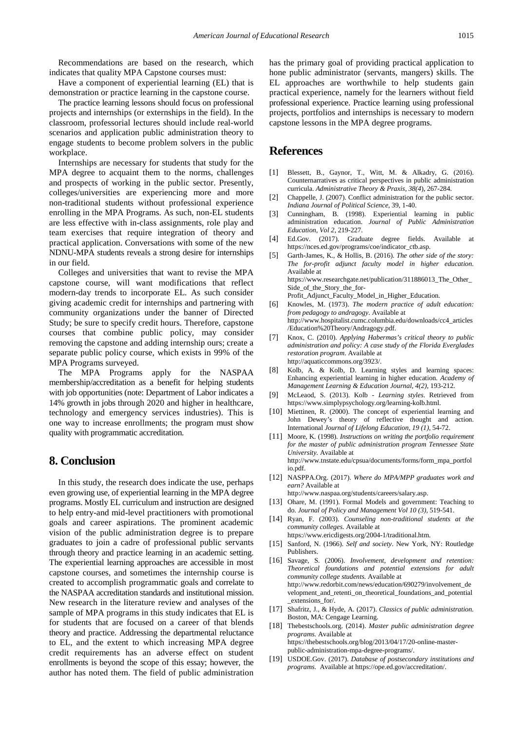Recommendations are based on the research, which indicates that quality MPA Capstone courses must:

Have a component of experiential learning (EL) that is demonstration or practice learning in the capstone course.

The practice learning lessons should focus on professional projects and internships (or externships in the field). In the classroom, professorial lectures should include real-world scenarios and application public administration theory to engage students to become problem solvers in the public workplace.

Internships are necessary for students that study for the MPA degree to acquaint them to the norms, challenges and prospects of working in the public sector. Presently, colleges/universities are experiencing more and more non-traditional students without professional experience enrolling in the MPA Programs. As such, non-EL students are less effective with in-class assignments, role play and team exercises that require integration of theory and practical application. Conversations with some of the new NDNU-MPA students reveals a strong desire for internships in our field.

Colleges and universities that want to revise the MPA capstone course, will want modifications that reflect modern-day trends to incorporate EL. As such consider giving academic credit for internships and partnering with community organizations under the banner of Directed Study; be sure to specify credit hours. Therefore, capstone courses that combine public policy, may consider removing the capstone and adding internship ours; create a separate public policy course, which exists in 99% of the MPA Programs surveyed.

The MPA Programs apply for the NASPAA membership/accreditation as a benefit for helping students with job opportunities (note: Department of Labor indicates a 14% growth in jobs through 2020 and higher in healthcare, technology and emergency services industries). This is one way to increase enrollments; the program must show quality with programmatic accreditation.

## 8. Conclusion

In this study, the research does indicate the use, perhaps even growing use, of experiential learning in the MPA degree programs. Mostly EL curriculum and instruction are designed to help entry-and mid-level practitioners with promotional goals and career aspirations. The prominent academic vision of the public administration degree is to prepare graduates to join a cadre of professional public servants through theory and practice learning in an academic setting. The experiential learning approaches are accessible in most capstone courses, and sometimes the internship course is created to accomplish programmatic goals and correlate to the NASPAA accreditation standards and institutional mission. New research in the literature review and analyses of the sample of MPA programs in this study indicates that EL is for students that are focused on a career of that blends theory and practice. Addressing the departmental reluctance to EL, and the extent to which increasing MPA degree credit requirements has an adverse effect on student enrollments is beyond the scope of this essay; however, the author has noted them. The field of public administration has the primary goal of providing practical application to hone public administrator (servants, mangers) skills. The EL approaches are worthwhile to help students gain practical experience, namely for the learners without field professional experience. Practice learning using professional projects, portfolios and internships is necessary to modern capstone lessons in the MPA degree programs.

## References

[1] Blessett, B., Gaynor, T., Witt, M. & Alkadry, G. (2016). Counternarratives as critical perspectives in public administration curricula. *Administrative Theory & Praxis, 38(4*), 267-284.

[2] Chappelle, J. (2007). Conflict administration for the public sector. *Indiana Journal of Political Science,* 39, 1-40.

[3] Cunningham, B. (1998). Experiential learning in public administration education. *Journal of Public Administration Education, Vol 2,* 219-227.

[4] Ed.Gov. (2017). Graduate degree fields. Available at https://nces.ed.gov/programs/coe/indicator_ctb.asp.

[5] Garth-James, K., & Hollis, B. (2016). *The other side of the story: The for-profit adjunct faculty model in higher education.* Available at https://www.researchgate.net/publication/311886013_The_Other_Side_of_the_Story_the_for-Profit_Adjunct_Faculty_Model_in_Higher_Education.

[6] Knowles, M. (1973). *The modern practice of adult education: from pedagogy to andragogy*. Available at http://www.hospitalist.cumc.columbia.edu/downloads/cc4_articles/Education%20Theory/Andragogy.pdf.

[7] Knox, C. (2010). *Applying Habermas's critical theory to public administration and policy: A case study of the Florida Everglades restoration program*. Available at http://aquaticcommons.org/3923/.

[8] Kolb, A. & Kolb, D. Learning styles and learning spaces: Enhancing experiential learning in higher education. *Academy of Management Learning & Education Journal, 4(2),* 193-212.

[9] McLeaod, S. (2013). Kolb - *Learning styles*. Retrieved from https://www.simplypsychology.org/learning-kolb.html.

[10] Miettinen, R. (2000). The concept of experiential learning and John Dewey's theory of reflective thought and action. International *Journal of Lifelong Education, 19 (1),* 54-72.

[11] Moore, K. (1998). *Instructions on writing the portfolio requirement for the master of public administration program Tennessee State University.* Available at http://www.tnstate.edu/cpsua/documents/forms/form_mpa_portfolio.pdf.

[12] NASPPA.Org. (2017). *Where do MPA/MPP graduates work and earn?* Available at http://www.naspaa.org/students/careers/salary.asp.

[13] Ohare, M. (1991). Formal Models and government: Teaching to do. *Journal of Policy and Management Vol 10 (3),* 519-541.

[14] Ryan, F. (2003). *Counseling non-traditional students at the community colleges.* Available at https://www.ericdigests.org/2004-1/traditional.htm.

[15] Sanford, N. (1966). *Self and society*. New York, NY: Routledge Publishers.

[16] Savage, S. (2006). *Involvement, development and retention: Theoretical foundations and potential extensions for adult community college students.* Available at http://www.redorbit.com/news/education/690279/involvement_development_and_retenti_on_theoretical_foundations_and_potential_extensions_for/.

[17] Shafritz, J., & Hyde, A. (2017). *Classics of public administration.* Boston, MA: Cengage Learning.

[18] Thebestschools.org. (2014). *Master public administration degree programs.* Available at https://thebestschools.org/blog/2013/04/17/20-online-master-public-administration-mpa-degree-programs/.

[19] USDOE.Gov. (2017). *Database of postsecondary institutions and programs*. Available at https://ope.ed.gov/accreditation/.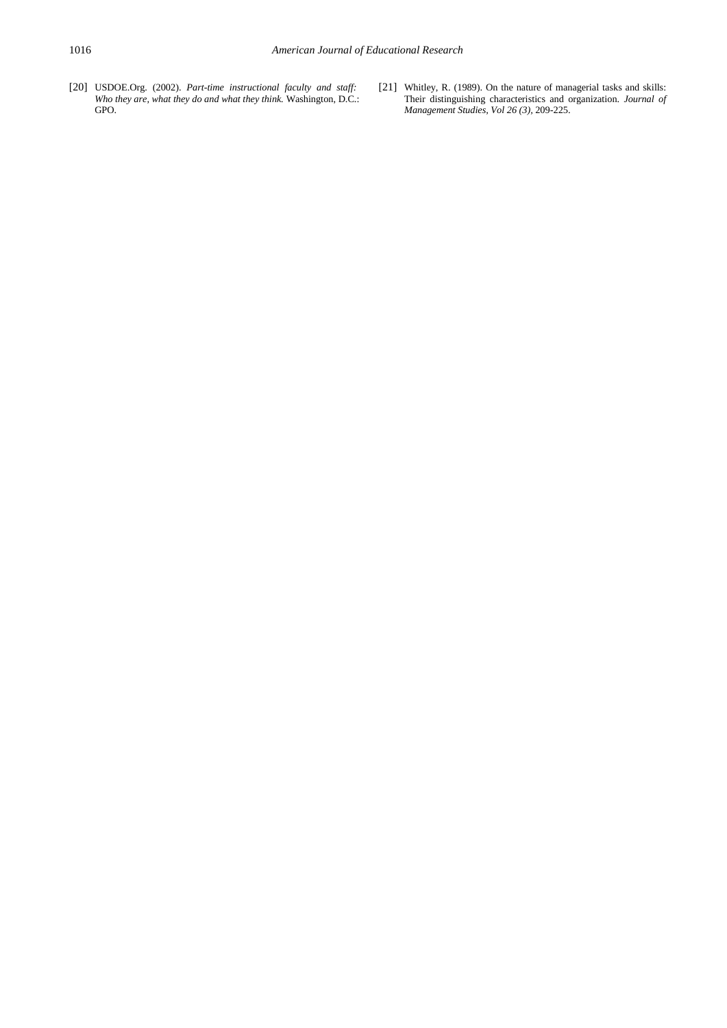[20] USDOE.Org. (2002). *Part-time instructional faculty and staff: Who they are, what they do and what they think.* Washington, D.C.: GPO.

[21] Whitley, R. (1989). On the nature of managerial tasks and skills: Their distinguishing characteristics and organization. *Journal of Management Studies, Vol 26 (3),* 209-225.